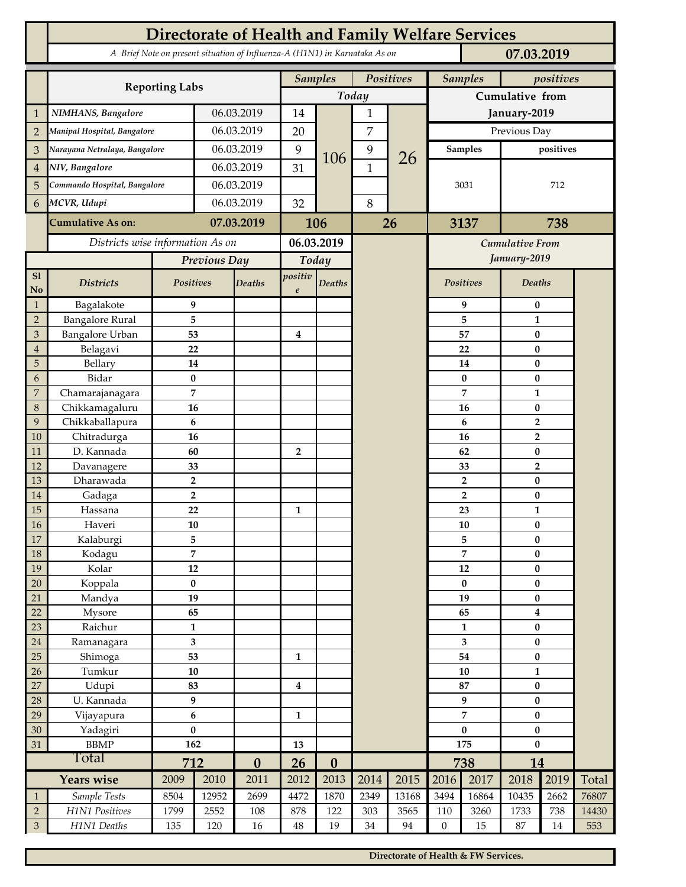# Directorate of Health and Family Welfare Services

*A Brief Note on present situation of Influenza-A (H1N1) in Karnataka As on* **07.03.2019**

| | Reporting Labs | | Samples Today | | Positives Today | | Samples (Cumulative from January-2019, Previous Day) | positives (Cumulative from January-2019, Previous Day) |
|---|---|---|---|---|---|---|---|---|
| 1 | NIMHANS, Bangalore | 06.03.2019 | 14 | 106 | 1 | 26 | 3031 | 712 |
| 2 | Manipal Hospital, Bangalore | 06.03.2019 | 20 | | 7 | | | |
| 3 | Narayana Netralaya, Bangalore | 06.03.2019 | 9 | | 9 | | | |
| 4 | NIV, Bangalore | 06.03.2019 | 31 | | 1 | | | |
| 5 | Commando Hospital, Bangalore | 06.03.2019 | | | | | | |
| 6 | MCVR, Udupi | 06.03.2019 | 32 | | 8 | | | |
| | **Cumulative As on:** | **07.03.2019** | **106** | | **26** | | **3137** | **738** |

*Districts wise information As on* **06.03.2019**

| Sl No | Districts | Previous Day Positives | Previous Day Deaths | Today positive | Today Deaths | Cumulative From January-2019 Positives | Cumulative From January-2019 Deaths |
|---|---|---|---|---|---|---|---|
| 1 | Bagalakote | 9 | | | | 9 | 0 |
| 2 | Bangalore Rural | 5 | | | | 5 | 1 |
| 3 | Bangalore Urban | 53 | | 4 | | 57 | 0 |
| 4 | Belagavi | 22 | | | | 22 | 0 |
| 5 | Bellary | 14 | | | | 14 | 0 |
| 6 | Bidar | 0 | | | | 0 | 0 |
| 7 | Chamarajanagara | 7 | | | | 7 | 1 |
| 8 | Chikkamagaluru | 16 | | | | 16 | 0 |
| 9 | Chikkaballapura | 6 | | | | 6 | 2 |
| 10 | Chitradurga | 16 | | | | 16 | 2 |
| 11 | D. Kannada | 60 | | 2 | | 62 | 0 |
| 12 | Davanagere | 33 | | | | 33 | 2 |
| 13 | Dharawada | 2 | | | | 2 | 0 |
| 14 | Gadaga | 2 | | | | 2 | 0 |
| 15 | Hassana | 22 | | 1 | | 23 | 1 |
| 16 | Haveri | 10 | | | | 10 | 0 |
| 17 | Kalaburgi | 5 | | | | 5 | 0 |
| 18 | Kodagu | 7 | | | | 7 | 0 |
| 19 | Kolar | 12 | | | | 12 | 0 |
| 20 | Koppala | 0 | | | | 0 | 0 |
| 21 | Mandya | 19 | | | | 19 | 0 |
| 22 | Mysore | 65 | | | | 65 | 4 |
| 23 | Raichur | 1 | | | | 1 | 0 |
| 24 | Ramanagara | 3 | | | | 3 | 0 |
| 25 | Shimoga | 53 | | 1 | | 54 | 0 |
| 26 | Tumkur | 10 | | | | 10 | 1 |
| 27 | Udupi | 83 | | 4 | | 87 | 0 |
| 28 | U. Kannada | 9 | | | | 9 | 0 |
| 29 | Vijayapura | 6 | | 1 | | 7 | 0 |
| 30 | Yadagiri | 0 | | | | 0 | 0 |
| 31 | BBMP | 162 | | 13 | | 175 | 0 |
| | **Total** | **712** | **0** | **26** | **0** | **738** | **14** |

| | Years wise | 2009 | 2010 | 2011 | 2012 | 2013 | 2014 | 2015 | 2016 | 2017 | 2018 | 2019 | Total |
|---|---|---|---|---|---|---|---|---|---|---|---|---|---|
| 1 | Sample Tests | 8504 | 12952 | 2699 | 4472 | 1870 | 2349 | 13168 | 3494 | 16864 | 10435 | 2662 | 76807 |
| 2 | H1N1 Positives | 1799 | 2552 | 108 | 878 | 122 | 303 | 3565 | 110 | 3260 | 1733 | 738 | 14430 |
| 3 | H1N1 Deaths | 135 | 120 | 16 | 48 | 19 | 34 | 94 | 0 | 15 | 87 | 14 | 553 |

**Directorate of Health & FW Services.**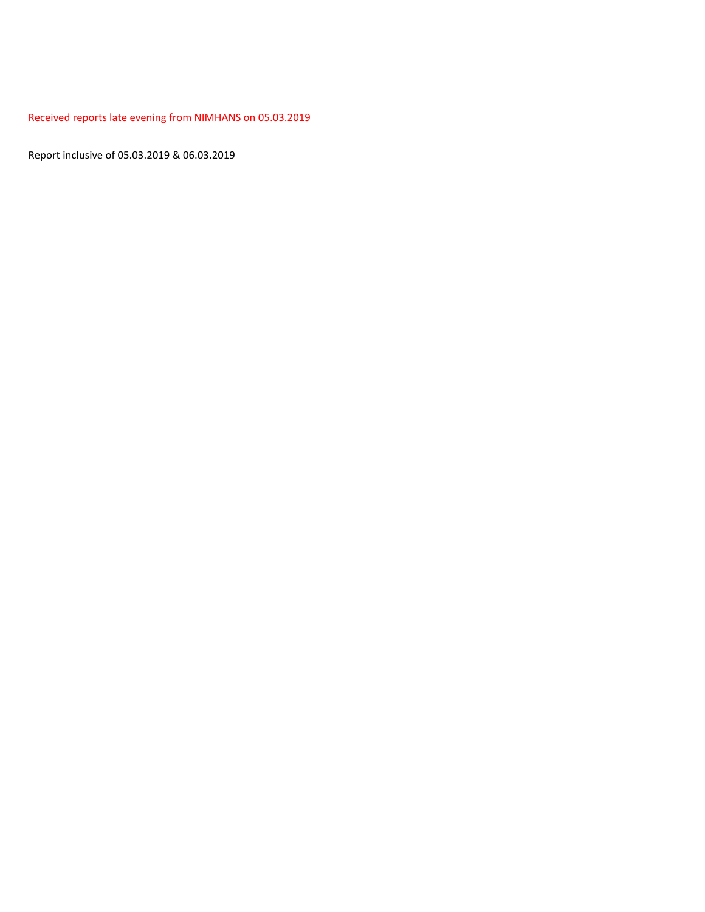Received reports late evening from NIMHANS on 05.03.2019

Report inclusive of 05.03.2019 & 06.03.2019